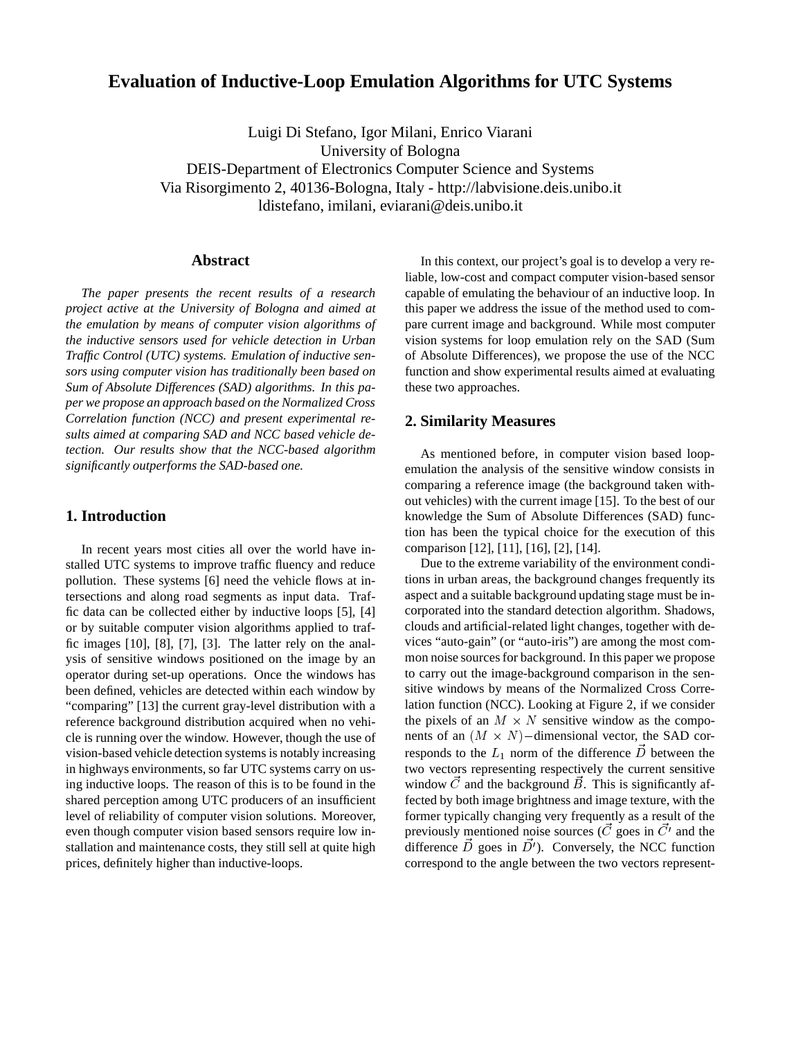# Evaluation of Inductive-Loop Emulation Algorithms for UTC Systems

Luigi Di Stefano, Igor Milani, Enrico Viarani
University of Bologna
DEIS-Department of Electronics Computer Science and Systems
Via Risorgimento 2, 40136-Bologna, Italy - http://labvisione.deis.unibo.it
ldistefano, imilani, eviarani@deis.unibo.it

## Abstract

*The paper presents the recent results of a research project active at the University of Bologna and aimed at the emulation by means of computer vision algorithms of the inductive sensors used for vehicle detection in Urban Traffic Control (UTC) systems. Emulation of inductive sensors using computer vision has traditionally been based on Sum of Absolute Differences (SAD) algorithms. In this paper we propose an approach based on the Normalized Cross Correlation function (NCC) and present experimental results aimed at comparing SAD and NCC based vehicle detection. Our results show that the NCC-based algorithm significantly outperforms the SAD-based one.*

## 1. Introduction

In recent years most cities all over the world have installed UTC systems to improve traffic fluency and reduce pollution. These systems [6] need the vehicle flows at intersections and along road segments as input data. Traffic data can be collected either by inductive loops [5], [4] or by suitable computer vision algorithms applied to traffic images [10], [8], [7], [3]. The latter rely on the analysis of sensitive windows positioned on the image by an operator during set-up operations. Once the windows has been defined, vehicles are detected within each window by "comparing" [13] the current gray-level distribution with a reference background distribution acquired when no vehicle is running over the window. However, though the use of vision-based vehicle detection systems is notably increasing in highways environments, so far UTC systems carry on using inductive loops. The reason of this is to be found in the shared perception among UTC producers of an insufficient level of reliability of computer vision solutions. Moreover, even though computer vision based sensors require low installation and maintenance costs, they still sell at quite high prices, definitely higher than inductive-loops.

In this context, our project's goal is to develop a very reliable, low-cost and compact computer vision-based sensor capable of emulating the behaviour of an inductive loop. In this paper we address the issue of the method used to compare current image and background. While most computer vision systems for loop emulation rely on the SAD (Sum of Absolute Differences), we propose the use of the NCC function and show experimental results aimed at evaluating these two approaches.

## 2. Similarity Measures

As mentioned before, in computer vision based loop-emulation the analysis of the sensitive window consists in comparing a reference image (the background taken without vehicles) with the current image [15]. To the best of our knowledge the Sum of Absolute Differences (SAD) function has been the typical choice for the execution of this comparison [12], [11], [16], [2], [14].

Due to the extreme variability of the environment conditions in urban areas, the background changes frequently its aspect and a suitable background updating stage must be incorporated into the standard detection algorithm. Shadows, clouds and artificial-related light changes, together with devices "auto-gain" (or "auto-iris") are among the most common noise sources for background. In this paper we propose to carry out the image-background comparison in the sensitive windows by means of the Normalized Cross Correlation function (NCC). Looking at Figure 2, if we consider the pixels of an $M \times N$ sensitive window as the components of an $(M \times N)-$dimensional vector, the SAD corresponds to the $L_1$ norm of the difference $\vec{D}$ between the two vectors representing respectively the current sensitive window $\vec{C}$ and the background $\vec{B}$. This is significantly affected by both image brightness and image texture, with the former typically changing very frequently as a result of the previously mentioned noise sources ($\vec{C}$ goes in $\vec{C'}$ and the difference $\vec{D}$ goes in $\vec{D'}$). Conversely, the NCC function correspond to the angle between the two vectors represent-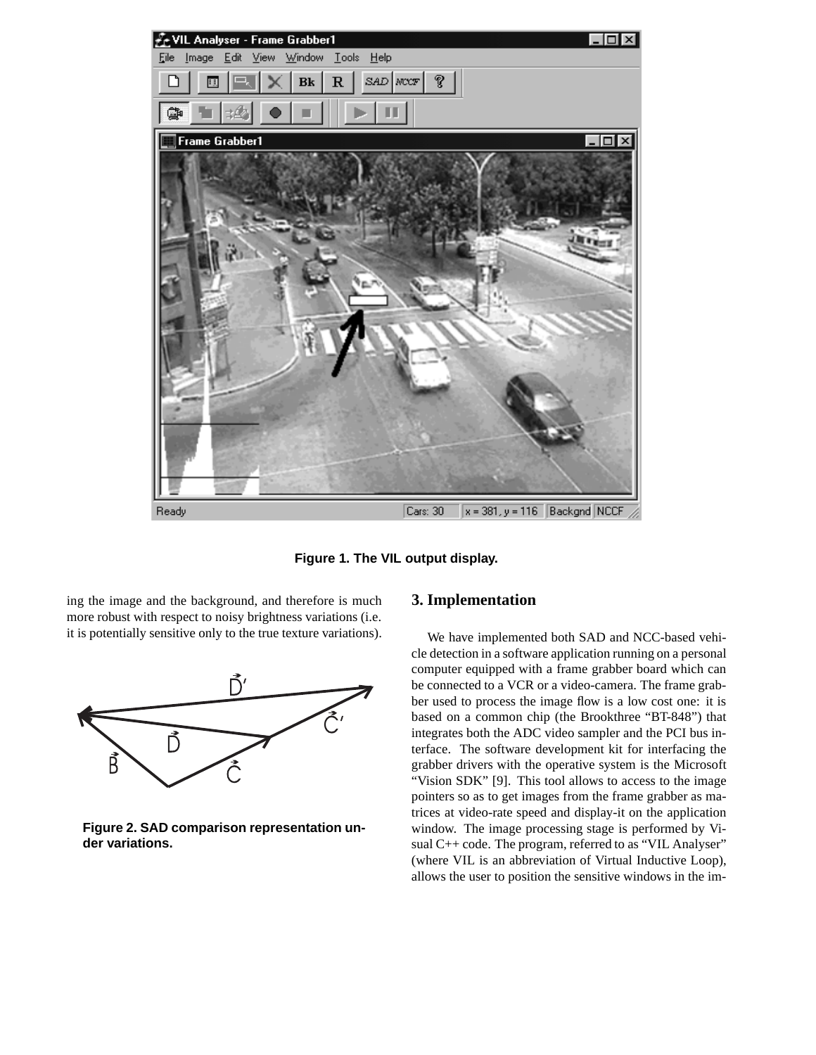Figure 1. The VIL output display.

ing the image and the background, and therefore is much more robust with respect to noisy brightness variations (i.e. it is potentially sensitive only to the true texture variations).

Figure 2. SAD comparison representation under variations.

## 3. Implementation

We have implemented both SAD and NCC-based vehicle detection in a software application running on a personal computer equipped with a frame grabber board which can be connected to a VCR or a video-camera. The frame grabber used to process the image flow is a low cost one: it is based on a common chip (the Brookthree "BT-848") that integrates both the ADC video sampler and the PCI bus interface. The software development kit for interfacing the grabber drivers with the operative system is the Microsoft "Vision SDK" [9]. This tool allows to access to the image pointers so as to get images from the frame grabber as matrices at video-rate speed and display-it on the application window. The image processing stage is performed by Visual C++ code. The program, referred to as "VIL Analyser" (where VIL is an abbreviation of Virtual Inductive Loop), allows the user to position the sensitive windows in the im-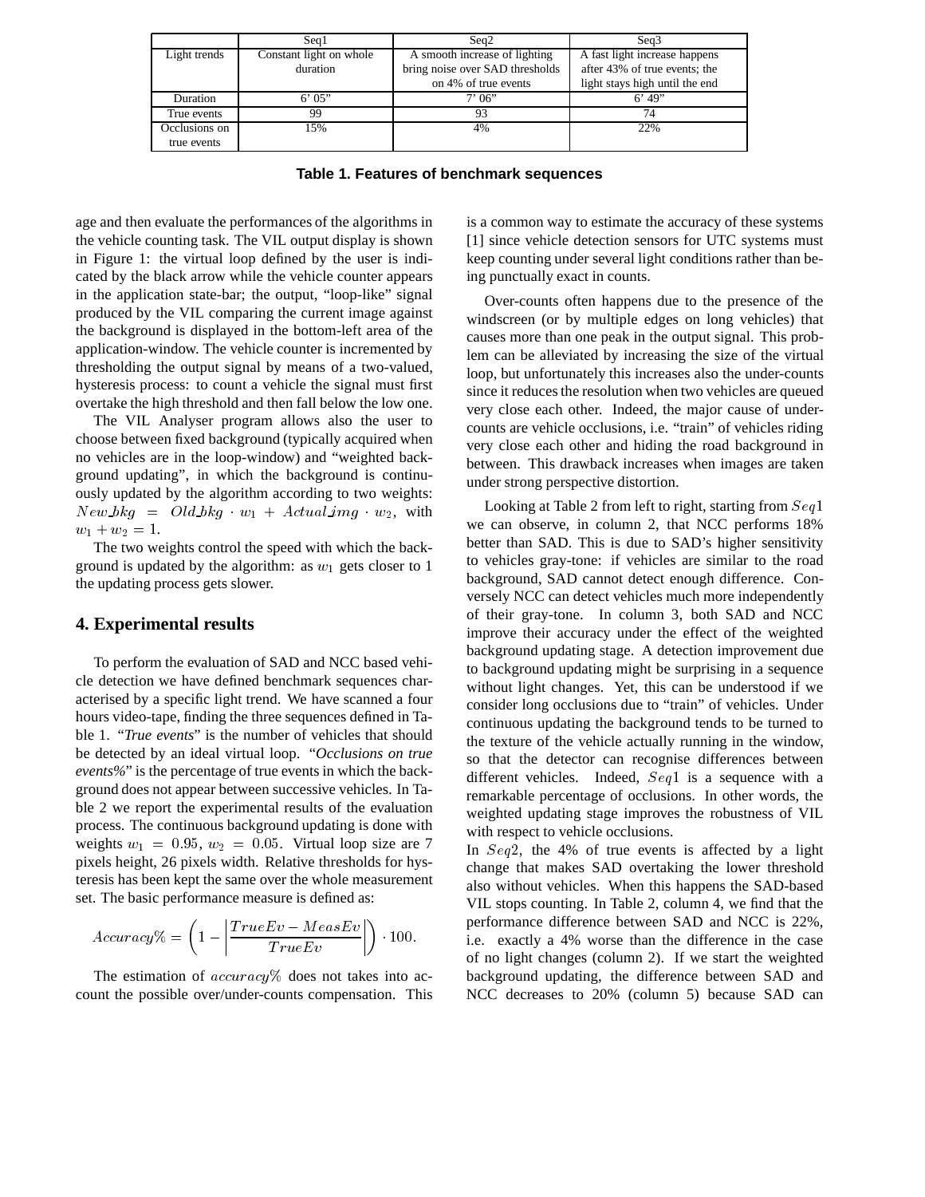| | Seq1 | Seq2 | Seq3 |
|---|---|---|---|
| Light trends | Constant light on whole duration | A smooth increase of lighting bring noise over SAD thresholds on 4% of true events | A fast light increase happens after 43% of true events; the light stays high until the end |
| Duration | 6' 05" | 7' 06" | 6' 49" |
| True events | 99 | 93 | 74 |
| Occlusions on true events | 15% | 4% | 22% |

**Table 1. Features of benchmark sequences**

age and then evaluate the performances of the algorithms in the vehicle counting task. The VIL output display is shown in Figure 1: the virtual loop defined by the user is indicated by the black arrow while the vehicle counter appears in the application state-bar; the output, "loop-like" signal produced by the VIL comparing the current image against the background is displayed in the bottom-left area of the application-window. The vehicle counter is incremented by thresholding the output signal by means of a two-valued, hysteresis process: to count a vehicle the signal must first overtake the high threshold and then fall below the low one.

The VIL Analyser program allows also the user to choose between fixed background (typically acquired when no vehicles are in the loop-window) and "weighted background updating", in which the background is continuously updated by the algorithm according to two weights: $New\_bkg = Old\_bkg \cdot w_1 + Actual\_img \cdot w_2$, with $w_1 + w_2 = 1$.

The two weights control the speed with which the background is updated by the algorithm: as $w_1$ gets closer to 1 the updating process gets slower.

## 4. Experimental results

To perform the evaluation of SAD and NCC based vehicle detection we have defined benchmark sequences characterised by a specific light trend. We have scanned a four hours video-tape, finding the three sequences defined in Table 1. "*True events*" is the number of vehicles that should be detected by an ideal virtual loop. "*Occlusions on true events%*" is the percentage of true events in which the background does not appear between successive vehicles. In Table 2 we report the experimental results of the evaluation process. The continuous background updating is done with weights $w_1 = 0.95$, $w_2 = 0.05$. Virtual loop size are 7 pixels height, 26 pixels width. Relative thresholds for hysteresis has been kept the same over the whole measurement set. The basic performance measure is defined as:

$$Accuracy\% = \left(1 - \left|\frac{TrueEv - MeasEv}{TrueEv}\right|\right) \cdot 100.$$

The estimation of $accuracy\%$ does not takes into account the possible over/under-counts compensation. This is a common way to estimate the accuracy of these systems [1] since vehicle detection sensors for UTC systems must keep counting under several light conditions rather than being punctually exact in counts.

Over-counts often happens due to the presence of the windscreen (or by multiple edges on long vehicles) that causes more than one peak in the output signal. This problem can be alleviated by increasing the size of the virtual loop, but unfortunately this increases also the under-counts since it reduces the resolution when two vehicles are queued very close each other. Indeed, the major cause of under-counts are vehicle occlusions, i.e. "train" of vehicles riding very close each other and hiding the road background in between. This drawback increases when images are taken under strong perspective distortion.

Looking at Table 2 from left to right, starting from $Seq1$ we can observe, in column 2, that NCC performs 18% better than SAD. This is due to SAD's higher sensitivity to vehicles gray-tone: if vehicles are similar to the road background, SAD cannot detect enough difference. Conversely NCC can detect vehicles much more independently of their gray-tone. In column 3, both SAD and NCC improve their accuracy under the effect of the weighted background updating stage. A detection improvement due to background updating might be surprising in a sequence without light changes. Yet, this can be understood if we consider long occlusions due to "train" of vehicles. Under continuous updating the background tends to be turned to the texture of the vehicle actually running in the window, so that the detector can recognise differences between different vehicles. Indeed, $Seq1$ is a sequence with a remarkable percentage of occlusions. In other words, the weighted updating stage improves the robustness of VIL with respect to vehicle occlusions.

In $Seq2$, the 4% of true events is affected by a light change that makes SAD overtaking the lower threshold also without vehicles. When this happens the SAD-based VIL stops counting. In Table 2, column 4, we find that the performance difference between SAD and NCC is 22%, i.e. exactly a 4% worse than the difference in the case of no light changes (column 2). If we start the weighted background updating, the difference between SAD and NCC decreases to 20% (column 5) because SAD can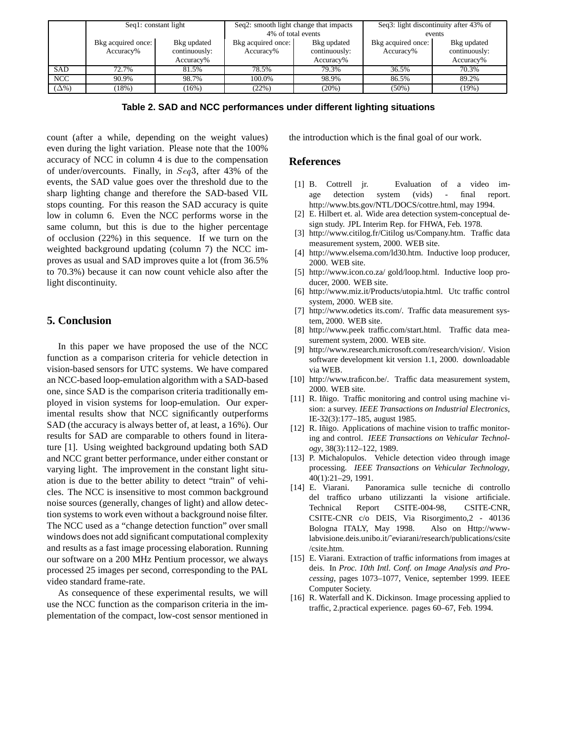| | Seq1: constant light | | Seq2: smooth light change that impacts 4% of total events | | Seq3: light discontinuity after 43% of events | |
|---|---|---|---|---|---|---|
| | Bkg acquired once: Accuracy% | Bkg updated continuously: Accuracy% | Bkg acquired once: Accuracy% | Bkg updated continuously: Accuracy% | Bkg acquired once: Accuracy% | Bkg updated continuously: Accuracy% |
| SAD | 72.7% | 81.5% | 78.5% | 79.3% | 36.5% | 70.3% |
| NCC | 90.9% | 98.7% | 100.0% | 98.9% | 86.5% | 89.2% |
| ($\Delta$%) | (18%) | (16%) | (22%) | (20%) | (50%) | (19%) |

**Table 2. SAD and NCC performances under different lighting situations**

count (after a while, depending on the weight values) even during the light variation. Please note that the 100% accuracy of NCC in column 4 is due to the compensation of under/overcounts. Finally, in $Seq3$, after 43% of the events, the SAD value goes over the threshold due to the sharp lighting change and therefore the SAD-based VIL stops counting. For this reason the SAD accuracy is quite low in column 6. Even the NCC performs worse in the same column, but this is due to the higher percentage of occlusion (22%) in this sequence. If we turn on the weighted background updating (column 7) the NCC improves as usual and SAD improves quite a lot (from 36.5% to 70.3%) because it can now count vehicle also after the light discontinuity.

## 5. Conclusion

In this paper we have proposed the use of the NCC function as a comparison criteria for vehicle detection in vision-based sensors for UTC systems. We have compared an NCC-based loop-emulation algorithm with a SAD-based one, since SAD is the comparison criteria traditionally employed in vision systems for loop-emulation. Our experimental results show that NCC significantly outperforms SAD (the accuracy is always better of, at least, a 16%). Our results for SAD are comparable to others found in literature [1]. Using weighted background updating both SAD and NCC grant better performance, under either constant or varying light. The improvement in the constant light situation is due to the better ability to detect "train" of vehicles. The NCC is insensitive to most common background noise sources (generally, changes of light) and allow detection systems to work even without a background noise filter. The NCC used as a "change detection function" over small windows does not add significant computational complexity and results as a fast image processing elaboration. Running our software on a 200 MHz Pentium processor, we always processed 25 images per second, corresponding to the PAL video standard frame-rate.

As consequence of these experimental results, we will use the NCC function as the comparison criteria in the implementation of the compact, low-cost sensor mentioned in the introduction which is the final goal of our work.

## References

[1] B. Cottrell jr. Evaluation of a video image detection system (vids) - final report. http://www.bts.gov/NTL/DOCS/cottre.html, may 1994.

[2] E. Hilbert et. al. Wide area detection system-conceptual design study. JPL Interim Rep. for FHWA, Feb. 1978.

[3] http://www.citilog.fr/Citilog us/Company.htm. Traffic data measurement system, 2000. WEB site.

[4] http://www.elsema.com/ld30.htm. Inductive loop producer, 2000. WEB site.

[5] http://www.icon.co.za/ gold/loop.html. Inductive loop producer, 2000. WEB site.

[6] http://www.miz.it/Products/utopia.html. Utc traffic control system, 2000. WEB site.

[7] http://www.odetics its.com/. Traffic data measurement system, 2000. WEB site.

[8] http://www.peek traffic.com/start.html. Traffic data measurement system, 2000. WEB site.

[9] http://www.research.microsoft.com/research/vision/. Vision software development kit version 1.1, 2000. downloadable via WEB.

[10] http://www.traficon.be/. Traffic data measurement system, 2000. WEB site.

[11] R. Iñigo. Traffic monitoring and control using machine vision: a survey. *IEEE Transactions on Industrial Electronics*, IE-32(3):177–185, august 1985.

[12] R. Iñigo. Applications of machine vision to traffic monitoring and control. *IEEE Transactions on Vehicular Technology*, 38(3):112–122, 1989.

[13] P. Michalopulos. Vehicle detection video through image processing. *IEEE Transactions on Vehicular Technology*, 40(1):21–29, 1991.

[14] E. Viarani. Panoramica sulle tecniche di controllo del traffico urbano utilizzanti la visione artificiale. Technical Report CSITE-004-98, CSITE-CNR, CSITE-CNR c/o DEIS, Via Risorgimento,2 - 40136 Bologna ITALY, May 1998. Also on Http://www-labvisione.deis.unibo.it/˜eviarani/research/publications/csite/csite.htm.

[15] E. Viarani. Extraction of traffic informations from images at deis. In *Proc. 10th Intl. Conf. on Image Analysis and Processing*, pages 1073–1077, Venice, september 1999. IEEE Computer Society.

[16] R. Waterfall and K. Dickinson. Image processing applied to traffic, 2.practical experience. pages 60–67, Feb. 1994.